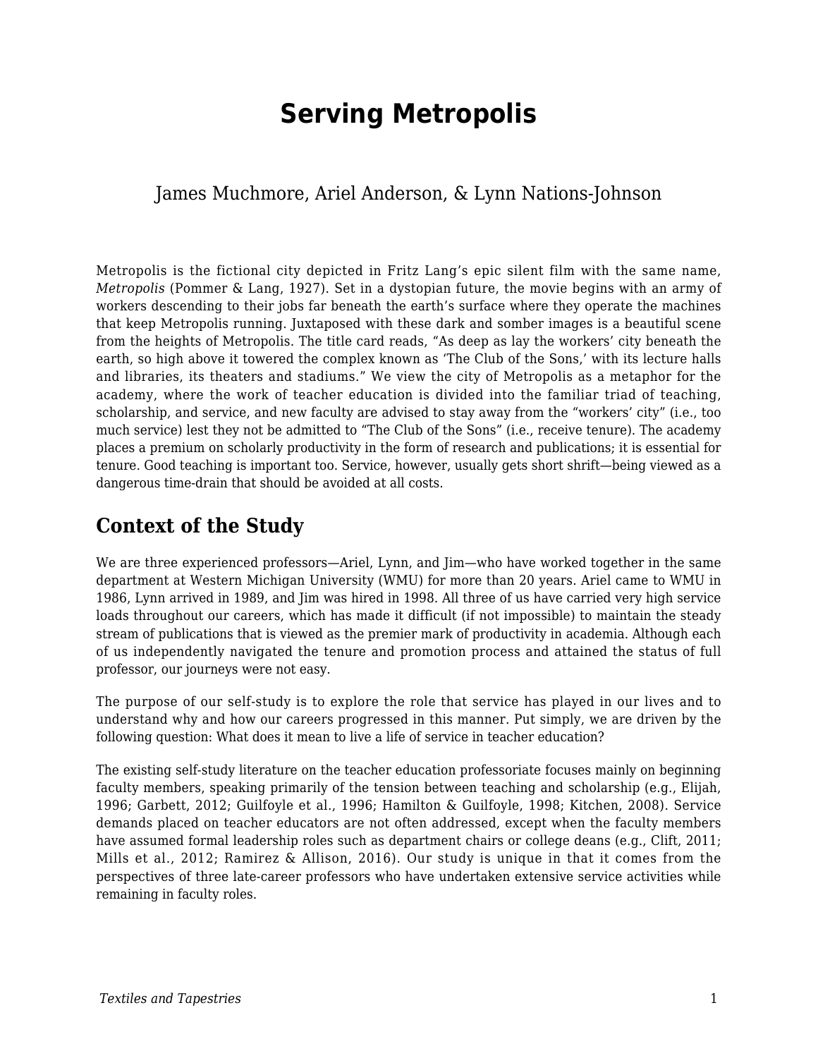# Serving Metropolis

James Muchmore, Ariel Anderson, & Lynn Nations-Johnson

Metropolis is the fictional city depicted in Fritz Lang's epic silent film with the same name, *Metropolis* (Pommer & Lang, 1927). Set in a dystopian future, the movie begins with an army of workers descending to their jobs far beneath the earth's surface where they operate the machines that keep Metropolis running. Juxtaposed with these dark and somber images is a beautiful scene from the heights of Metropolis. The title card reads, "As deep as lay the workers' city beneath the earth, so high above it towered the complex known as 'The Club of the Sons,' with its lecture halls and libraries, its theaters and stadiums." We view the city of Metropolis as a metaphor for the academy, where the work of teacher education is divided into the familiar triad of teaching, scholarship, and service, and new faculty are advised to stay away from the "workers' city" (i.e., too much service) lest they not be admitted to "The Club of the Sons" (i.e., receive tenure). The academy places a premium on scholarly productivity in the form of research and publications; it is essential for tenure. Good teaching is important too. Service, however, usually gets short shrift—being viewed as a dangerous time-drain that should be avoided at all costs.

## Context of the Study

We are three experienced professors—Ariel, Lynn, and Jim—who have worked together in the same department at Western Michigan University (WMU) for more than 20 years. Ariel came to WMU in 1986, Lynn arrived in 1989, and Jim was hired in 1998. All three of us have carried very high service loads throughout our careers, which has made it difficult (if not impossible) to maintain the steady stream of publications that is viewed as the premier mark of productivity in academia. Although each of us independently navigated the tenure and promotion process and attained the status of full professor, our journeys were not easy.

The purpose of our self-study is to explore the role that service has played in our lives and to understand why and how our careers progressed in this manner. Put simply, we are driven by the following question: What does it mean to live a life of service in teacher education?

The existing self-study literature on the teacher education professoriate focuses mainly on beginning faculty members, speaking primarily of the tension between teaching and scholarship (e.g., Elijah, 1996; Garbett, 2012; Guilfoyle et al., 1996; Hamilton & Guilfoyle, 1998; Kitchen, 2008). Service demands placed on teacher educators are not often addressed, except when the faculty members have assumed formal leadership roles such as department chairs or college deans (e.g., Clift, 2011; Mills et al., 2012; Ramirez & Allison, 2016). Our study is unique in that it comes from the perspectives of three late-career professors who have undertaken extensive service activities while remaining in faculty roles.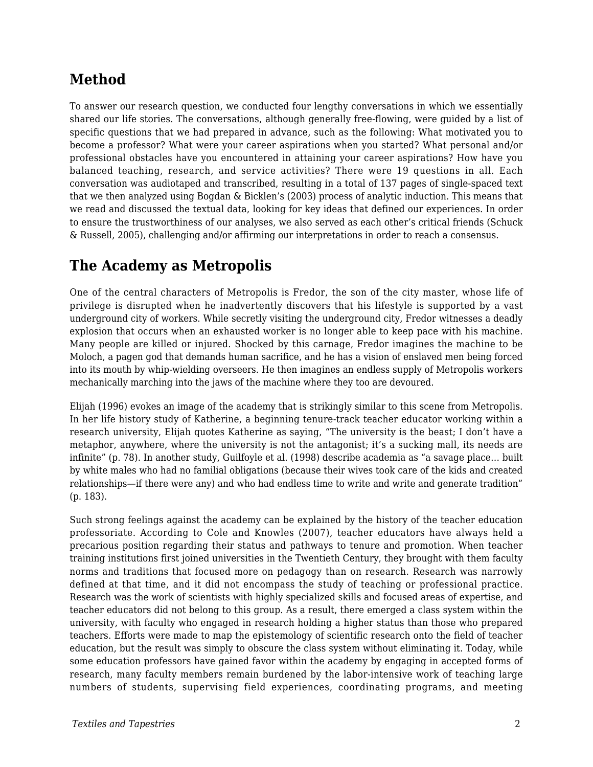## Method

To answer our research question, we conducted four lengthy conversations in which we essentially shared our life stories. The conversations, although generally free-flowing, were guided by a list of specific questions that we had prepared in advance, such as the following: What motivated you to become a professor? What were your career aspirations when you started? What personal and/or professional obstacles have you encountered in attaining your career aspirations? How have you balanced teaching, research, and service activities? There were 19 questions in all. Each conversation was audiotaped and transcribed, resulting in a total of 137 pages of single-spaced text that we then analyzed using Bogdan & Bicklen's (2003) process of analytic induction. This means that we read and discussed the textual data, looking for key ideas that defined our experiences. In order to ensure the trustworthiness of our analyses, we also served as each other's critical friends (Schuck & Russell, 2005), challenging and/or affirming our interpretations in order to reach a consensus.

## The Academy as Metropolis

One of the central characters of Metropolis is Fredor, the son of the city master, whose life of privilege is disrupted when he inadvertently discovers that his lifestyle is supported by a vast underground city of workers. While secretly visiting the underground city, Fredor witnesses a deadly explosion that occurs when an exhausted worker is no longer able to keep pace with his machine. Many people are killed or injured. Shocked by this carnage, Fredor imagines the machine to be Moloch, a pagen god that demands human sacrifice, and he has a vision of enslaved men being forced into its mouth by whip-wielding overseers. He then imagines an endless supply of Metropolis workers mechanically marching into the jaws of the machine where they too are devoured.

Elijah (1996) evokes an image of the academy that is strikingly similar to this scene from Metropolis. In her life history study of Katherine, a beginning tenure-track teacher educator working within a research university, Elijah quotes Katherine as saying, "The university is the beast; I don't have a metaphor, anywhere, where the university is not the antagonist; it's a sucking mall, its needs are infinite" (p. 78). In another study, Guilfoyle et al. (1998) describe academia as "a savage place… built by white males who had no familial obligations (because their wives took care of the kids and created relationships—if there were any) and who had endless time to write and write and generate tradition" (p. 183).

Such strong feelings against the academy can be explained by the history of the teacher education professoriate. According to Cole and Knowles (2007), teacher educators have always held a precarious position regarding their status and pathways to tenure and promotion. When teacher training institutions first joined universities in the Twentieth Century, they brought with them faculty norms and traditions that focused more on pedagogy than on research. Research was narrowly defined at that time, and it did not encompass the study of teaching or professional practice. Research was the work of scientists with highly specialized skills and focused areas of expertise, and teacher educators did not belong to this group. As a result, there emerged a class system within the university, with faculty who engaged in research holding a higher status than those who prepared teachers. Efforts were made to map the epistemology of scientific research onto the field of teacher education, but the result was simply to obscure the class system without eliminating it. Today, while some education professors have gained favor within the academy by engaging in accepted forms of research, many faculty members remain burdened by the labor-intensive work of teaching large numbers of students, supervising field experiences, coordinating programs, and meeting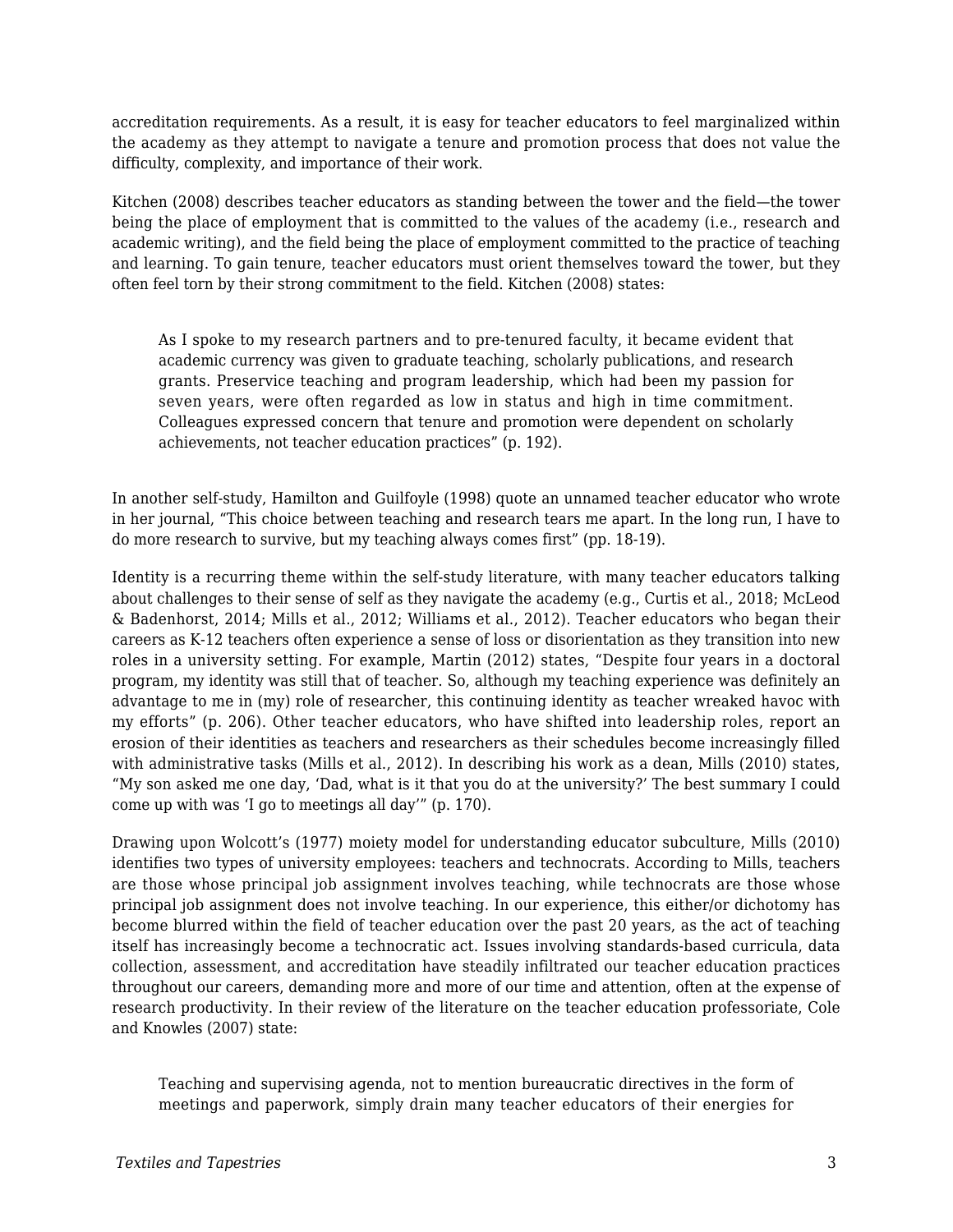accreditation requirements. As a result, it is easy for teacher educators to feel marginalized within the academy as they attempt to navigate a tenure and promotion process that does not value the difficulty, complexity, and importance of their work.

Kitchen (2008) describes teacher educators as standing between the tower and the field—the tower being the place of employment that is committed to the values of the academy (i.e., research and academic writing), and the field being the place of employment committed to the practice of teaching and learning. To gain tenure, teacher educators must orient themselves toward the tower, but they often feel torn by their strong commitment to the field. Kitchen (2008) states:

> As I spoke to my research partners and to pre-tenured faculty, it became evident that academic currency was given to graduate teaching, scholarly publications, and research grants. Preservice teaching and program leadership, which had been my passion for seven years, were often regarded as low in status and high in time commitment. Colleagues expressed concern that tenure and promotion were dependent on scholarly achievements, not teacher education practices" (p. 192).

In another self-study, Hamilton and Guilfoyle (1998) quote an unnamed teacher educator who wrote in her journal, "This choice between teaching and research tears me apart. In the long run, I have to do more research to survive, but my teaching always comes first" (pp. 18-19).

Identity is a recurring theme within the self-study literature, with many teacher educators talking about challenges to their sense of self as they navigate the academy (e.g., Curtis et al., 2018; McLeod & Badenhorst, 2014; Mills et al., 2012; Williams et al., 2012). Teacher educators who began their careers as K-12 teachers often experience a sense of loss or disorientation as they transition into new roles in a university setting. For example, Martin (2012) states, "Despite four years in a doctoral program, my identity was still that of teacher. So, although my teaching experience was definitely an advantage to me in (my) role of researcher, this continuing identity as teacher wreaked havoc with my efforts" (p. 206). Other teacher educators, who have shifted into leadership roles, report an erosion of their identities as teachers and researchers as their schedules become increasingly filled with administrative tasks (Mills et al., 2012). In describing his work as a dean, Mills (2010) states, "My son asked me one day, 'Dad, what is it that you do at the university?' The best summary I could come up with was 'I go to meetings all day'" (p. 170).

Drawing upon Wolcott's (1977) moiety model for understanding educator subculture, Mills (2010) identifies two types of university employees: teachers and technocrats. According to Mills, teachers are those whose principal job assignment involves teaching, while technocrats are those whose principal job assignment does not involve teaching. In our experience, this either/or dichotomy has become blurred within the field of teacher education over the past 20 years, as the act of teaching itself has increasingly become a technocratic act. Issues involving standards-based curricula, data collection, assessment, and accreditation have steadily infiltrated our teacher education practices throughout our careers, demanding more and more of our time and attention, often at the expense of research productivity. In their review of the literature on the teacher education professoriate, Cole and Knowles (2007) state:

> Teaching and supervising agenda, not to mention bureaucratic directives in the form of meetings and paperwork, simply drain many teacher educators of their energies for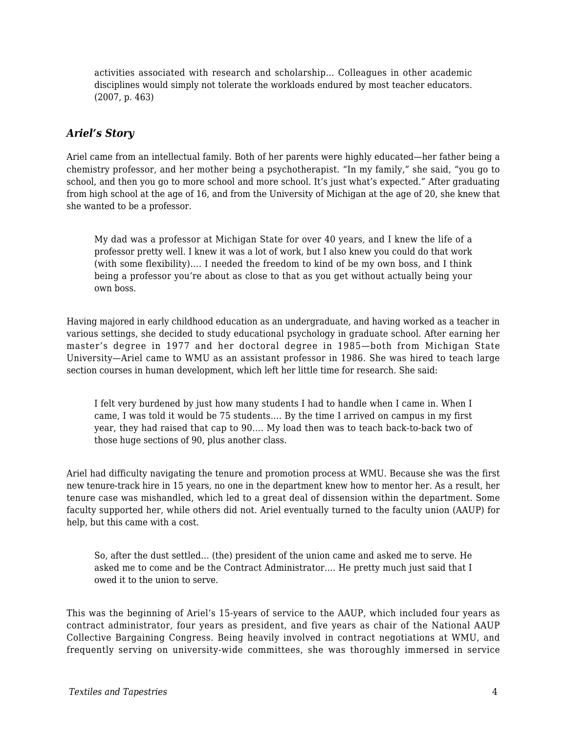> activities associated with research and scholarship… Colleagues in other academic disciplines would simply not tolerate the workloads endured by most teacher educators. (2007, p. 463)

### *Ariel's Story*

Ariel came from an intellectual family. Both of her parents were highly educated—her father being a chemistry professor, and her mother being a psychotherapist. "In my family," she said, "you go to school, and then you go to more school and more school. It's just what's expected." After graduating from high school at the age of 16, and from the University of Michigan at the age of 20, she knew that she wanted to be a professor.

> My dad was a professor at Michigan State for over 40 years, and I knew the life of a professor pretty well. I knew it was a lot of work, but I also knew you could do that work (with some flexibility)…. I needed the freedom to kind of be my own boss, and I think being a professor you're about as close to that as you get without actually being your own boss.

Having majored in early childhood education as an undergraduate, and having worked as a teacher in various settings, she decided to study educational psychology in graduate school. After earning her master's degree in 1977 and her doctoral degree in 1985—both from Michigan State University—Ariel came to WMU as an assistant professor in 1986. She was hired to teach large section courses in human development, which left her little time for research. She said:

> I felt very burdened by just how many students I had to handle when I came in. When I came, I was told it would be 75 students…. By the time I arrived on campus in my first year, they had raised that cap to 90…. My load then was to teach back-to-back two of those huge sections of 90, plus another class.

Ariel had difficulty navigating the tenure and promotion process at WMU. Because she was the first new tenure-track hire in 15 years, no one in the department knew how to mentor her. As a result, her tenure case was mishandled, which led to a great deal of dissension within the department. Some faculty supported her, while others did not. Ariel eventually turned to the faculty union (AAUP) for help, but this came with a cost.

> So, after the dust settled… (the) president of the union came and asked me to serve. He asked me to come and be the Contract Administrator…. He pretty much just said that I owed it to the union to serve.

This was the beginning of Ariel's 15-years of service to the AAUP, which included four years as contract administrator, four years as president, and five years as chair of the National AAUP Collective Bargaining Congress. Being heavily involved in contract negotiations at WMU, and frequently serving on university-wide committees, she was thoroughly immersed in service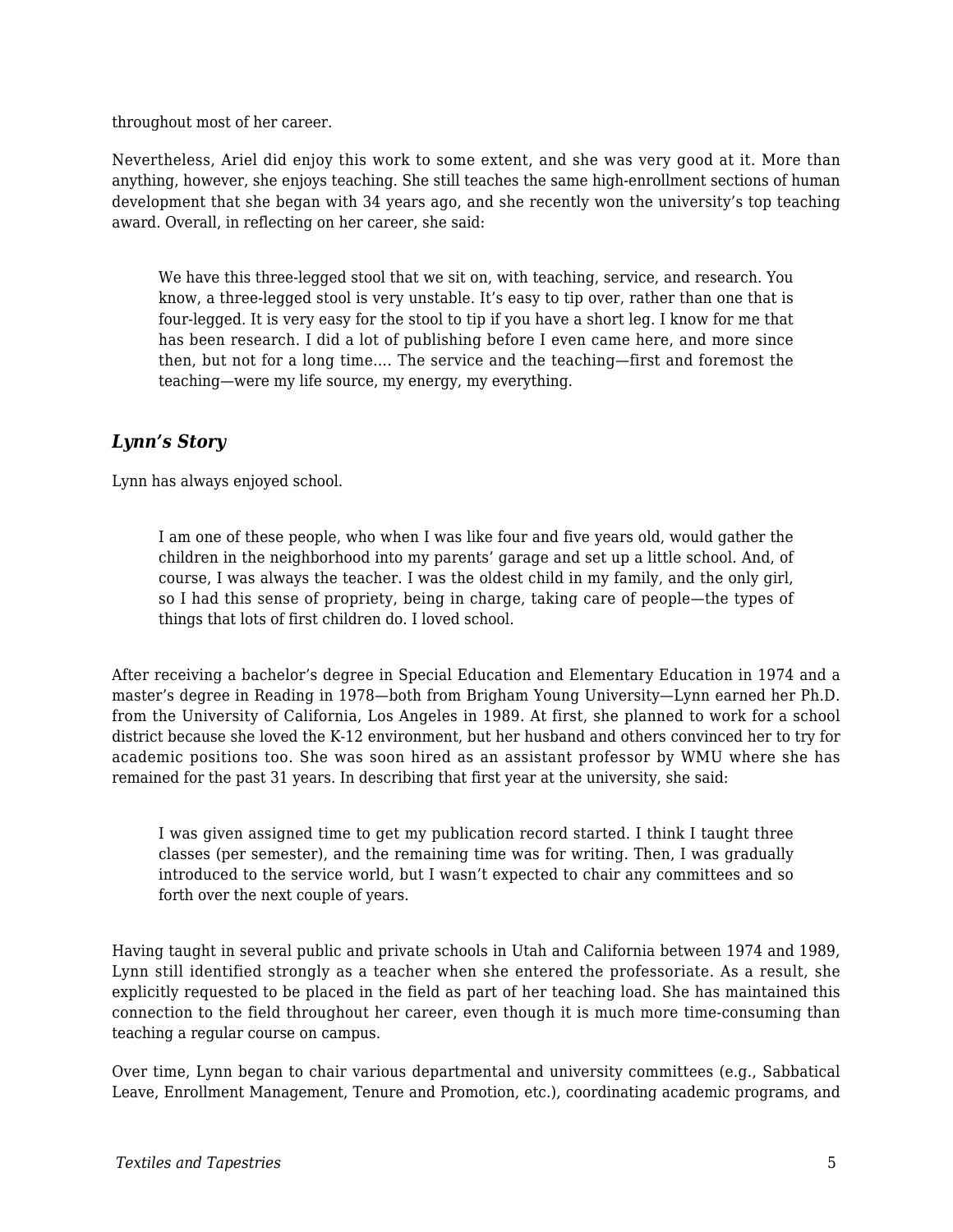throughout most of her career.

Nevertheless, Ariel did enjoy this work to some extent, and she was very good at it. More than anything, however, she enjoys teaching. She still teaches the same high-enrollment sections of human development that she began with 34 years ago, and she recently won the university's top teaching award. Overall, in reflecting on her career, she said:

> We have this three-legged stool that we sit on, with teaching, service, and research. You know, a three-legged stool is very unstable. It's easy to tip over, rather than one that is four-legged. It is very easy for the stool to tip if you have a short leg. I know for me that has been research. I did a lot of publishing before I even came here, and more since then, but not for a long time.... The service and the teaching—first and foremost the teaching—were my life source, my energy, my everything.

### *Lynn's Story*

Lynn has always enjoyed school.

> I am one of these people, who when I was like four and five years old, would gather the children in the neighborhood into my parents' garage and set up a little school. And, of course, I was always the teacher. I was the oldest child in my family, and the only girl, so I had this sense of propriety, being in charge, taking care of people—the types of things that lots of first children do. I loved school.

After receiving a bachelor's degree in Special Education and Elementary Education in 1974 and a master's degree in Reading in 1978—both from Brigham Young University—Lynn earned her Ph.D. from the University of California, Los Angeles in 1989. At first, she planned to work for a school district because she loved the K-12 environment, but her husband and others convinced her to try for academic positions too. She was soon hired as an assistant professor by WMU where she has remained for the past 31 years. In describing that first year at the university, she said:

> I was given assigned time to get my publication record started. I think I taught three classes (per semester), and the remaining time was for writing. Then, I was gradually introduced to the service world, but I wasn't expected to chair any committees and so forth over the next couple of years.

Having taught in several public and private schools in Utah and California between 1974 and 1989, Lynn still identified strongly as a teacher when she entered the professoriate. As a result, she explicitly requested to be placed in the field as part of her teaching load. She has maintained this connection to the field throughout her career, even though it is much more time-consuming than teaching a regular course on campus.

Over time, Lynn began to chair various departmental and university committees (e.g., Sabbatical Leave, Enrollment Management, Tenure and Promotion, etc.), coordinating academic programs, and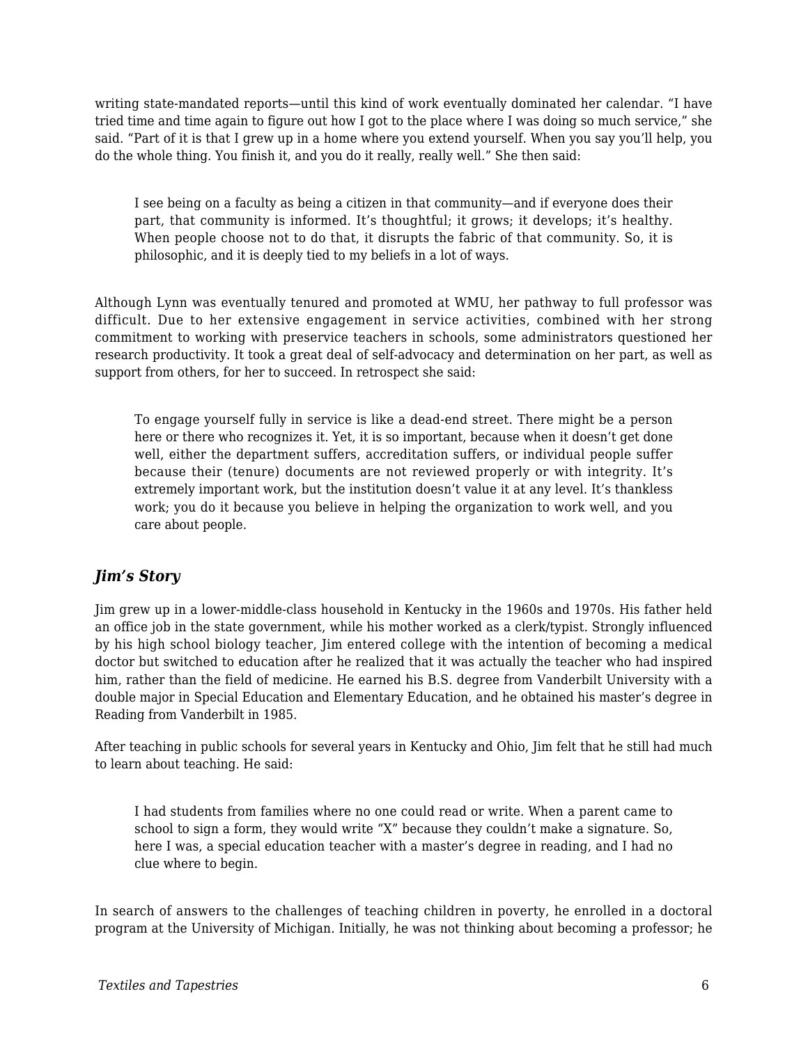writing state-mandated reports—until this kind of work eventually dominated her calendar. “I have tried time and time again to figure out how I got to the place where I was doing so much service,” she said. “Part of it is that I grew up in a home where you extend yourself. When you say you’ll help, you do the whole thing. You finish it, and you do it really, really well.” She then said:

> I see being on a faculty as being a citizen in that community—and if everyone does their part, that community is informed. It’s thoughtful; it grows; it develops; it’s healthy. When people choose not to do that, it disrupts the fabric of that community. So, it is philosophic, and it is deeply tied to my beliefs in a lot of ways.

Although Lynn was eventually tenured and promoted at WMU, her pathway to full professor was difficult. Due to her extensive engagement in service activities, combined with her strong commitment to working with preservice teachers in schools, some administrators questioned her research productivity. It took a great deal of self-advocacy and determination on her part, as well as support from others, for her to succeed. In retrospect she said:

> To engage yourself fully in service is like a dead-end street. There might be a person here or there who recognizes it. Yet, it is so important, because when it doesn’t get done well, either the department suffers, accreditation suffers, or individual people suffer because their (tenure) documents are not reviewed properly or with integrity. It’s extremely important work, but the institution doesn’t value it at any level. It’s thankless work; you do it because you believe in helping the organization to work well, and you care about people.

### *Jim’s Story*

Jim grew up in a lower-middle-class household in Kentucky in the 1960s and 1970s. His father held an office job in the state government, while his mother worked as a clerk/typist. Strongly influenced by his high school biology teacher, Jim entered college with the intention of becoming a medical doctor but switched to education after he realized that it was actually the teacher who had inspired him, rather than the field of medicine. He earned his B.S. degree from Vanderbilt University with a double major in Special Education and Elementary Education, and he obtained his master’s degree in Reading from Vanderbilt in 1985.

After teaching in public schools for several years in Kentucky and Ohio, Jim felt that he still had much to learn about teaching. He said:

> I had students from families where no one could read or write. When a parent came to school to sign a form, they would write “X” because they couldn’t make a signature. So, here I was, a special education teacher with a master’s degree in reading, and I had no clue where to begin.

In search of answers to the challenges of teaching children in poverty, he enrolled in a doctoral program at the University of Michigan. Initially, he was not thinking about becoming a professor; he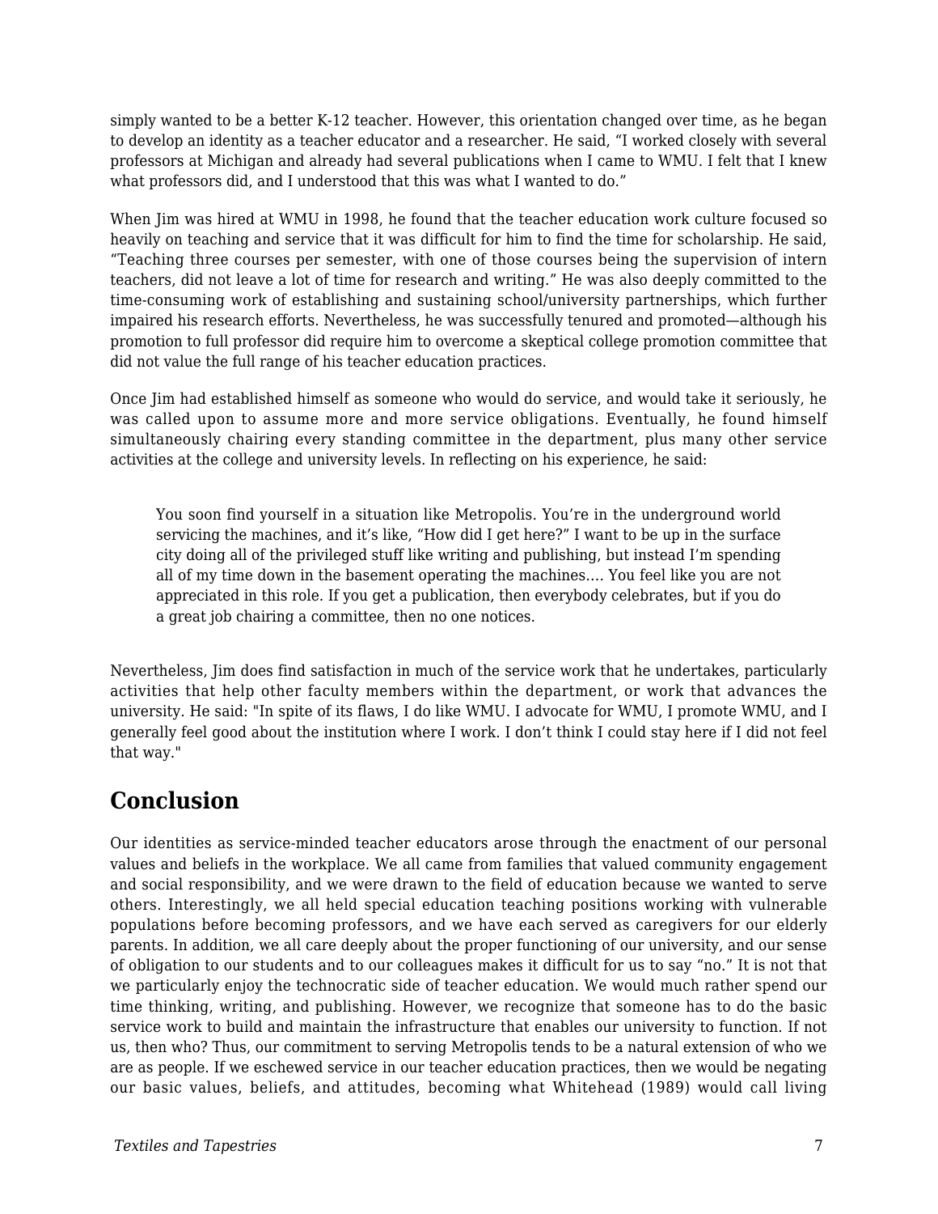simply wanted to be a better K-12 teacher. However, this orientation changed over time, as he began to develop an identity as a teacher educator and a researcher. He said, “I worked closely with several professors at Michigan and already had several publications when I came to WMU. I felt that I knew what professors did, and I understood that this was what I wanted to do.”

When Jim was hired at WMU in 1998, he found that the teacher education work culture focused so heavily on teaching and service that it was difficult for him to find the time for scholarship. He said, “Teaching three courses per semester, with one of those courses being the supervision of intern teachers, did not leave a lot of time for research and writing.” He was also deeply committed to the time-consuming work of establishing and sustaining school/university partnerships, which further impaired his research efforts. Nevertheless, he was successfully tenured and promoted—although his promotion to full professor did require him to overcome a skeptical college promotion committee that did not value the full range of his teacher education practices.

Once Jim had established himself as someone who would do service, and would take it seriously, he was called upon to assume more and more service obligations. Eventually, he found himself simultaneously chairing every standing committee in the department, plus many other service activities at the college and university levels. In reflecting on his experience, he said:

> You soon find yourself in a situation like Metropolis. You’re in the underground world servicing the machines, and it’s like, “How did I get here?” I want to be up in the surface city doing all of the privileged stuff like writing and publishing, but instead I’m spending all of my time down in the basement operating the machines.… You feel like you are not appreciated in this role. If you get a publication, then everybody celebrates, but if you do a great job chairing a committee, then no one notices.

Nevertheless, Jim does find satisfaction in much of the service work that he undertakes, particularly activities that help other faculty members within the department, or work that advances the university. He said: "In spite of its flaws, I do like WMU. I advocate for WMU, I promote WMU, and I generally feel good about the institution where I work. I don’t think I could stay here if I did not feel that way."

## Conclusion

Our identities as service-minded teacher educators arose through the enactment of our personal values and beliefs in the workplace. We all came from families that valued community engagement and social responsibility, and we were drawn to the field of education because we wanted to serve others. Interestingly, we all held special education teaching positions working with vulnerable populations before becoming professors, and we have each served as caregivers for our elderly parents. In addition, we all care deeply about the proper functioning of our university, and our sense of obligation to our students and to our colleagues makes it difficult for us to say “no.” It is not that we particularly enjoy the technocratic side of teacher education. We would much rather spend our time thinking, writing, and publishing. However, we recognize that someone has to do the basic service work to build and maintain the infrastructure that enables our university to function. If not us, then who? Thus, our commitment to serving Metropolis tends to be a natural extension of who we are as people. If we eschewed service in our teacher education practices, then we would be negating our basic values, beliefs, and attitudes, becoming what Whitehead (1989) would call living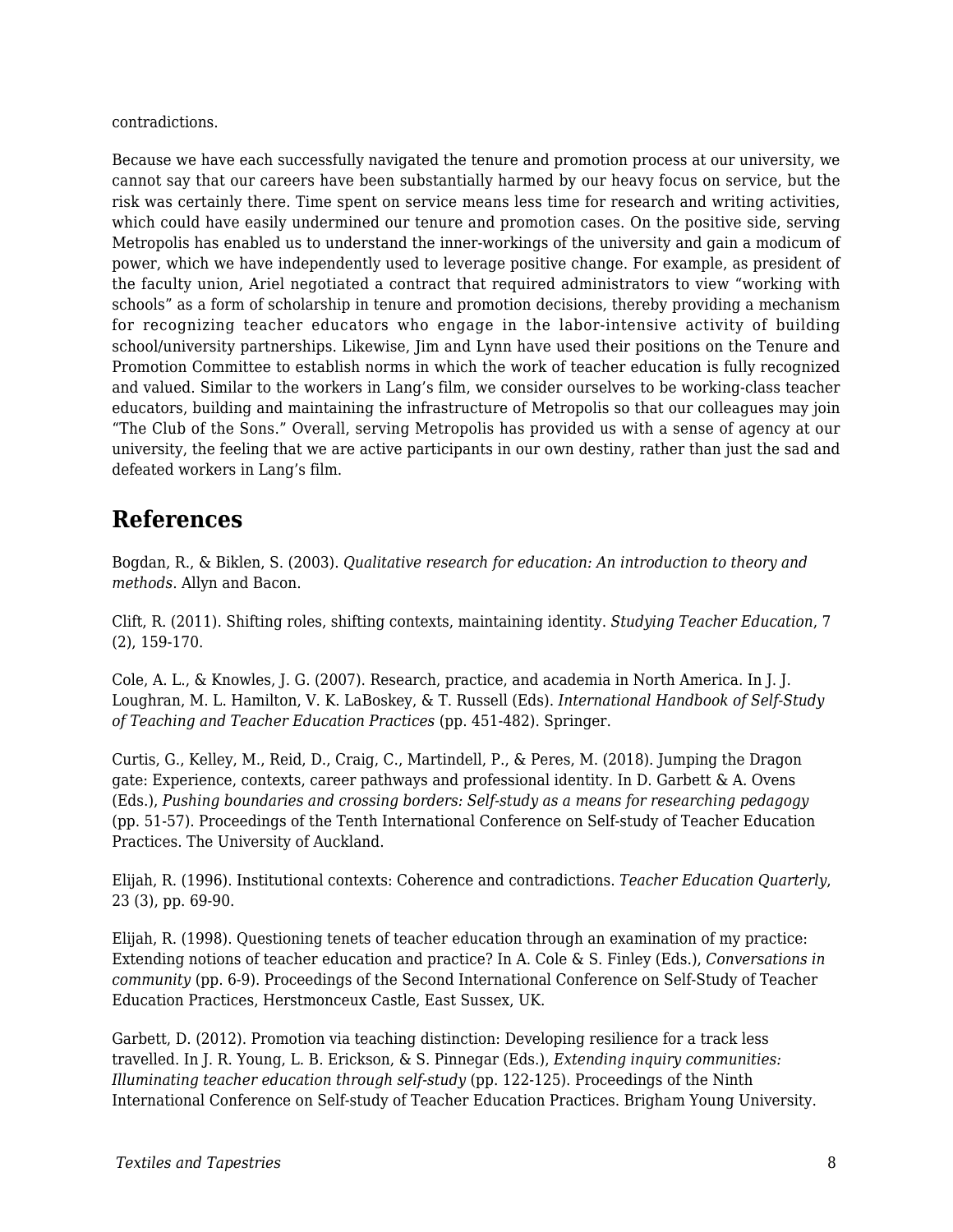contradictions.

Because we have each successfully navigated the tenure and promotion process at our university, we cannot say that our careers have been substantially harmed by our heavy focus on service, but the risk was certainly there. Time spent on service means less time for research and writing activities, which could have easily undermined our tenure and promotion cases. On the positive side, serving Metropolis has enabled us to understand the inner-workings of the university and gain a modicum of power, which we have independently used to leverage positive change. For example, as president of the faculty union, Ariel negotiated a contract that required administrators to view "working with schools" as a form of scholarship in tenure and promotion decisions, thereby providing a mechanism for recognizing teacher educators who engage in the labor-intensive activity of building school/university partnerships. Likewise, Jim and Lynn have used their positions on the Tenure and Promotion Committee to establish norms in which the work of teacher education is fully recognized and valued. Similar to the workers in Lang's film, we consider ourselves to be working-class teacher educators, building and maintaining the infrastructure of Metropolis so that our colleagues may join "The Club of the Sons." Overall, serving Metropolis has provided us with a sense of agency at our university, the feeling that we are active participants in our own destiny, rather than just the sad and defeated workers in Lang's film.

## References

Bogdan, R., & Biklen, S. (2003). *Qualitative research for education: An introduction to theory and methods*. Allyn and Bacon.

Clift, R. (2011). Shifting roles, shifting contexts, maintaining identity. *Studying Teacher Education*, 7 (2), 159-170.

Cole, A. L., & Knowles, J. G. (2007). Research, practice, and academia in North America. In J. J. Loughran, M. L. Hamilton, V. K. LaBoskey, & T. Russell (Eds). *International Handbook of Self-Study of Teaching and Teacher Education Practices* (pp. 451-482). Springer.

Curtis, G., Kelley, M., Reid, D., Craig, C., Martindell, P., & Peres, M. (2018). Jumping the Dragon gate: Experience, contexts, career pathways and professional identity. In D. Garbett & A. Ovens (Eds.), *Pushing boundaries and crossing borders: Self-study as a means for researching pedagogy* (pp. 51-57). Proceedings of the Tenth International Conference on Self-study of Teacher Education Practices. The University of Auckland.

Elijah, R. (1996). Institutional contexts: Coherence and contradictions. *Teacher Education Quarterly*, 23 (3), pp. 69-90.

Elijah, R. (1998). Questioning tenets of teacher education through an examination of my practice: Extending notions of teacher education and practice? In A. Cole & S. Finley (Eds.), *Conversations in community* (pp. 6-9). Proceedings of the Second International Conference on Self-Study of Teacher Education Practices, Herstmonceux Castle, East Sussex, UK.

Garbett, D. (2012). Promotion via teaching distinction: Developing resilience for a track less travelled. In J. R. Young, L. B. Erickson, & S. Pinnegar (Eds.), *Extending inquiry communities: Illuminating teacher education through self-study* (pp. 122-125). Proceedings of the Ninth International Conference on Self-study of Teacher Education Practices. Brigham Young University.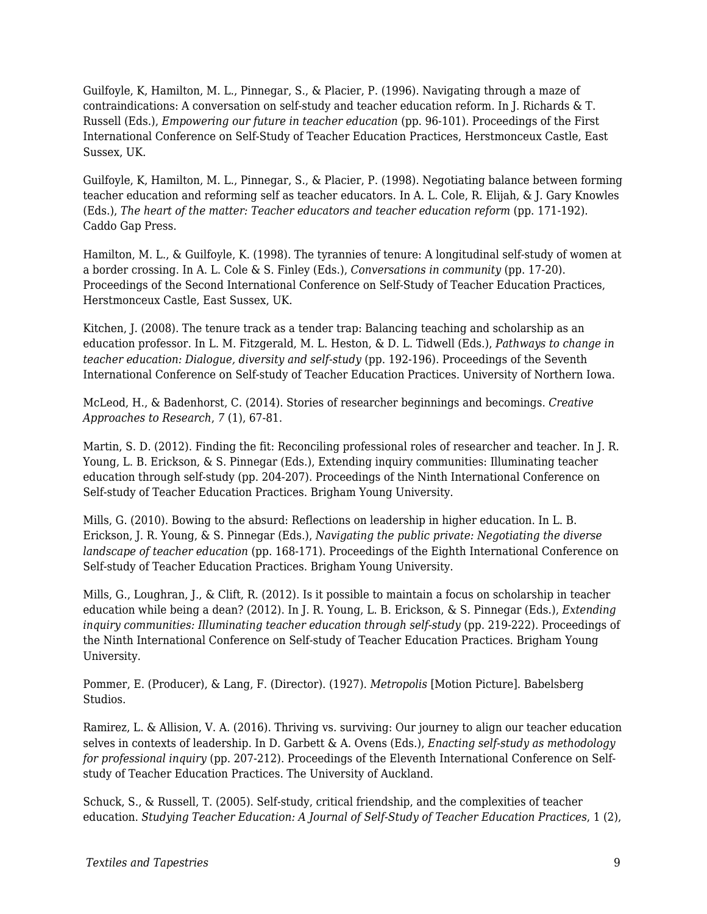Guilfoyle, K, Hamilton, M. L., Pinnegar, S., & Placier, P. (1996). Navigating through a maze of contraindications: A conversation on self-study and teacher education reform. In J. Richards & T. Russell (Eds.), *Empowering our future in teacher education* (pp. 96-101). Proceedings of the First International Conference on Self-Study of Teacher Education Practices, Herstmonceux Castle, East Sussex, UK.

Guilfoyle, K, Hamilton, M. L., Pinnegar, S., & Placier, P. (1998). Negotiating balance between forming teacher education and reforming self as teacher educators. In A. L. Cole, R. Elijah, & J. Gary Knowles (Eds.), *The heart of the matter: Teacher educators and teacher education reform* (pp. 171-192). Caddo Gap Press.

Hamilton, M. L., & Guilfoyle, K. (1998). The tyrannies of tenure: A longitudinal self-study of women at a border crossing. In A. L. Cole & S. Finley (Eds.), *Conversations in community* (pp. 17-20). Proceedings of the Second International Conference on Self-Study of Teacher Education Practices, Herstmonceux Castle, East Sussex, UK.

Kitchen, J. (2008). The tenure track as a tender trap: Balancing teaching and scholarship as an education professor. In L. M. Fitzgerald, M. L. Heston, & D. L. Tidwell (Eds.), *Pathways to change in teacher education: Dialogue, diversity and self-study* (pp. 192-196). Proceedings of the Seventh International Conference on Self-study of Teacher Education Practices. University of Northern Iowa.

McLeod, H., & Badenhorst, C. (2014). Stories of researcher beginnings and becomings. *Creative Approaches to Research*, *7* (1), 67-81.

Martin, S. D. (2012). Finding the fit: Reconciling professional roles of researcher and teacher. In J. R. Young, L. B. Erickson, & S. Pinnegar (Eds.), Extending inquiry communities: Illuminating teacher education through self-study (pp. 204-207). Proceedings of the Ninth International Conference on Self-study of Teacher Education Practices. Brigham Young University.

Mills, G. (2010). Bowing to the absurd: Reflections on leadership in higher education. In L. B. Erickson, J. R. Young, & S. Pinnegar (Eds.), *Navigating the public private: Negotiating the diverse landscape of teacher education* (pp. 168-171). Proceedings of the Eighth International Conference on Self-study of Teacher Education Practices. Brigham Young University.

Mills, G., Loughran, J., & Clift, R. (2012). Is it possible to maintain a focus on scholarship in teacher education while being a dean? (2012). In J. R. Young, L. B. Erickson, & S. Pinnegar (Eds.), *Extending inquiry communities: Illuminating teacher education through self-study* (pp. 219-222). Proceedings of the Ninth International Conference on Self-study of Teacher Education Practices. Brigham Young University.

Pommer, E. (Producer), & Lang, F. (Director). (1927). *Metropolis* [Motion Picture]. Babelsberg Studios.

Ramirez, L. & Allision, V. A. (2016). Thriving vs. surviving: Our journey to align our teacher education selves in contexts of leadership. In D. Garbett & A. Ovens (Eds.), *Enacting self-study as methodology for professional inquiry* (pp. 207-212). Proceedings of the Eleventh International Conference on Self-study of Teacher Education Practices. The University of Auckland.

Schuck, S., & Russell, T. (2005). Self-study, critical friendship, and the complexities of teacher education. *Studying Teacher Education: A Journal of Self-Study of Teacher Education Practices*, 1 (2),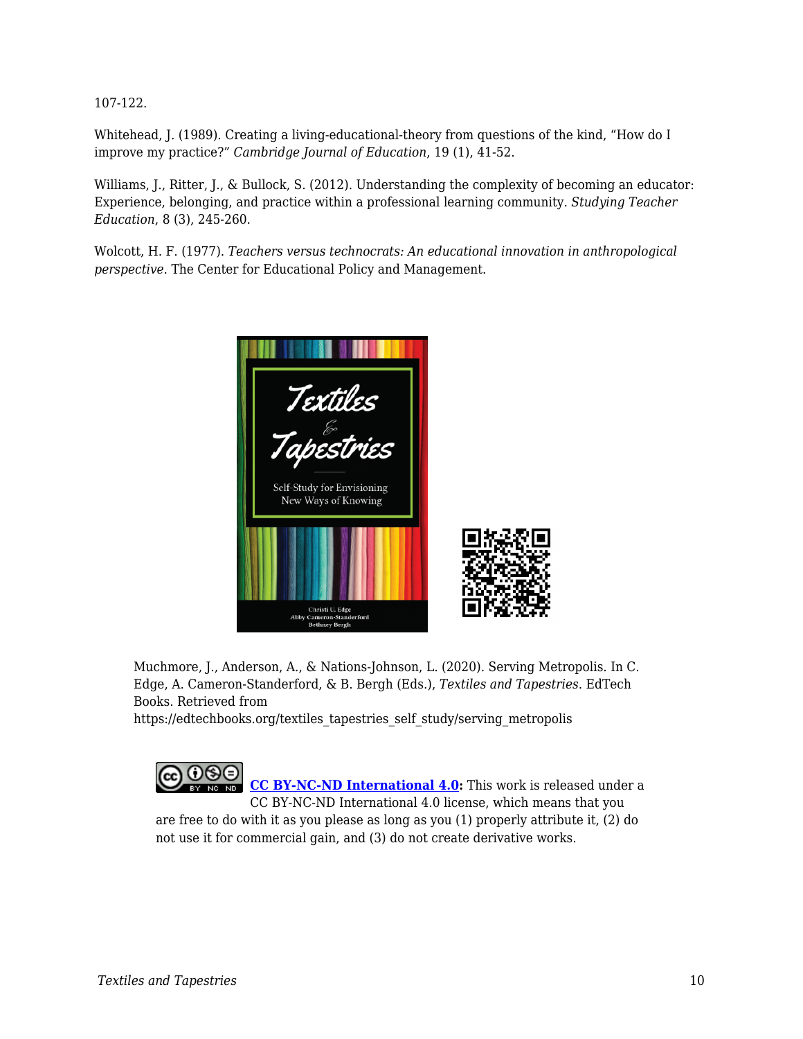107-122.

Whitehead, J. (1989). Creating a living-educational-theory from questions of the kind, “How do I improve my practice?” *Cambridge Journal of Education*, 19 (1), 41-52.

Williams, J., Ritter, J., & Bullock, S. (2012). Understanding the complexity of becoming an educator: Experience, belonging, and practice within a professional learning community. *Studying Teacher Education*, 8 (3), 245-260.

Wolcott, H. F. (1977). *Teachers versus technocrats: An educational innovation in anthropological perspective*. The Center for Educational Policy and Management.

Muchmore, J., Anderson, A., & Nations-Johnson, L. (2020). Serving Metropolis. In C. Edge, A. Cameron-Standerford, & B. Bergh (Eds.), *Textiles and Tapestries*. EdTech Books. Retrieved from https://edtechbooks.org/textiles_tapestries_self_study/serving_metropolis

**CC BY-NC-ND International 4.0:** This work is released under a CC BY-NC-ND International 4.0 license, which means that you are free to do with it as you please as long as you (1) properly attribute it, (2) do not use it for commercial gain, and (3) do not create derivative works.